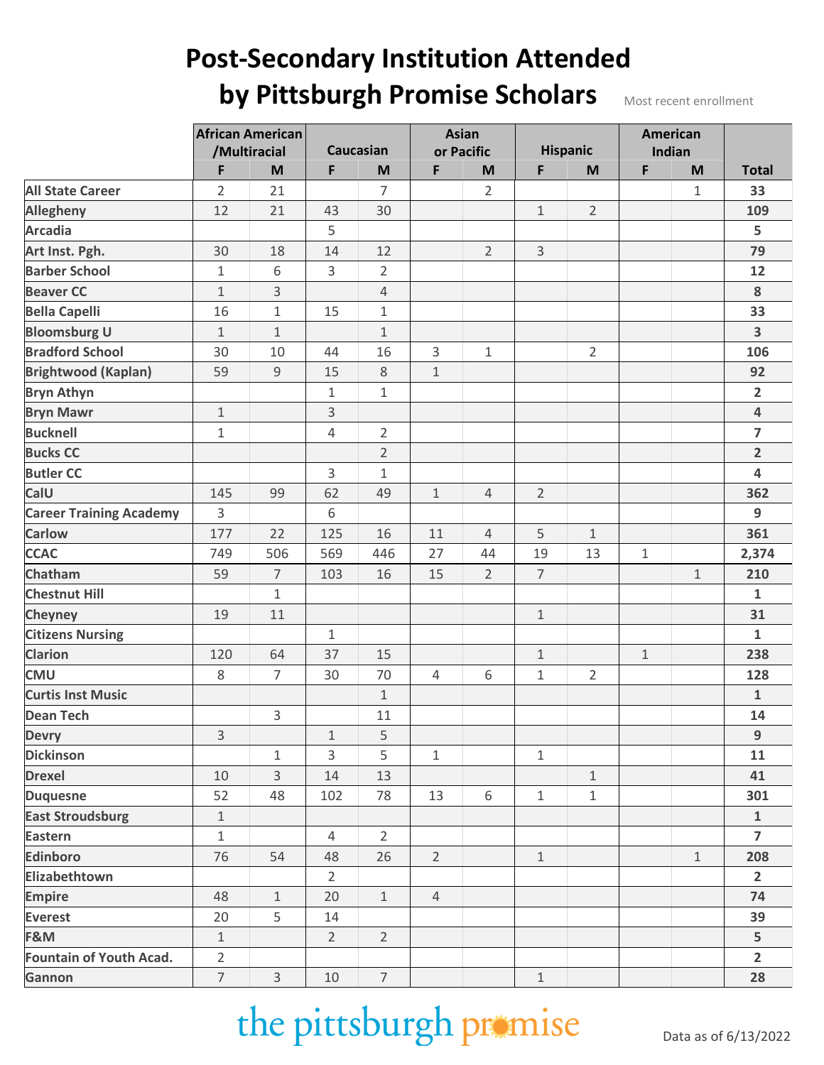# Post-Secondary Institution Attended by Pittsburgh Promise Scholars

Most recent enrollment

| | African American /Multiracial | | Caucasian | | Asian or Pacific | | Hispanic | | American Indian | | Total |
|---|---|---|---|---|---|---|---|---|---|---|---|
| | F | M | F | M | F | M | F | M | F | M | |
| **All State Career** | 2 | 21 | | 7 | | 2 | | | | 1 | **33** |
| **Allegheny** | 12 | 21 | 43 | 30 | | | 1 | 2 | | | **109** |
| **Arcadia** | | | 5 | | | | | | | | **5** |
| **Art Inst. Pgh.** | 30 | 18 | 14 | 12 | | 2 | 3 | | | | **79** |
| **Barber School** | 1 | 6 | 3 | 2 | | | | | | | **12** |
| **Beaver CC** | 1 | 3 | | 4 | | | | | | | **8** |
| **Bella Capelli** | 16 | 1 | 15 | 1 | | | | | | | **33** |
| **Bloomsburg U** | 1 | 1 | | 1 | | | | | | | **3** |
| **Bradford School** | 30 | 10 | 44 | 16 | 3 | 1 | | 2 | | | **106** |
| **Brightwood (Kaplan)** | 59 | 9 | 15 | 8 | 1 | | | | | | **92** |
| **Bryn Athyn** | | | 1 | 1 | | | | | | | **2** |
| **Bryn Mawr** | 1 | | 3 | | | | | | | | **4** |
| **Bucknell** | 1 | | 4 | 2 | | | | | | | **7** |
| **Bucks CC** | | | | 2 | | | | | | | **2** |
| **Butler CC** | | | 3 | 1 | | | | | | | **4** |
| **CalU** | 145 | 99 | 62 | 49 | 1 | 4 | 2 | | | | **362** |
| **Career Training Academy** | 3 | | 6 | | | | | | | | **9** |
| **Carlow** | 177 | 22 | 125 | 16 | 11 | 4 | 5 | 1 | | | **361** |
| **CCAC** | 749 | 506 | 569 | 446 | 27 | 44 | 19 | 13 | 1 | | **2,374** |
| **Chatham** | 59 | 7 | 103 | 16 | 15 | 2 | 7 | | | 1 | **210** |
| **Chestnut Hill** | | 1 | | | | | | | | | **1** |
| **Cheyney** | 19 | 11 | | | | | 1 | | | | **31** |
| **Citizens Nursing** | | | 1 | | | | | | | | **1** |
| **Clarion** | 120 | 64 | 37 | 15 | | | 1 | | 1 | | **238** |
| **CMU** | 8 | 7 | 30 | 70 | 4 | 6 | 1 | 2 | | | **128** |
| **Curtis Inst Music** | | | | 1 | | | | | | | **1** |
| **Dean Tech** | | 3 | | 11 | | | | | | | **14** |
| **Devry** | 3 | | 1 | 5 | | | | | | | **9** |
| **Dickinson** | | 1 | 3 | 5 | 1 | | 1 | | | | **11** |
| **Drexel** | 10 | 3 | 14 | 13 | | | | 1 | | | **41** |
| **Duquesne** | 52 | 48 | 102 | 78 | 13 | 6 | 1 | 1 | | | **301** |
| **East Stroudsburg** | 1 | | | | | | | | | | **1** |
| **Eastern** | 1 | | 4 | 2 | | | | | | | **7** |
| **Edinboro** | 76 | 54 | 48 | 26 | 2 | | 1 | | | 1 | **208** |
| **Elizabethtown** | | | 2 | | | | | | | | **2** |
| **Empire** | 48 | 1 | 20 | 1 | 4 | | | | | | **74** |
| **Everest** | 20 | 5 | 14 | | | | | | | | **39** |
| **F&M** | 1 | | 2 | 2 | | | | | | | **5** |
| **Fountain of Youth Acad.** | 2 | | | | | | | | | | **2** |
| **Gannon** | 7 | 3 | 10 | 7 | | | 1 | | | | **28** |

the pittsburgh promise

Data as of 6/13/2022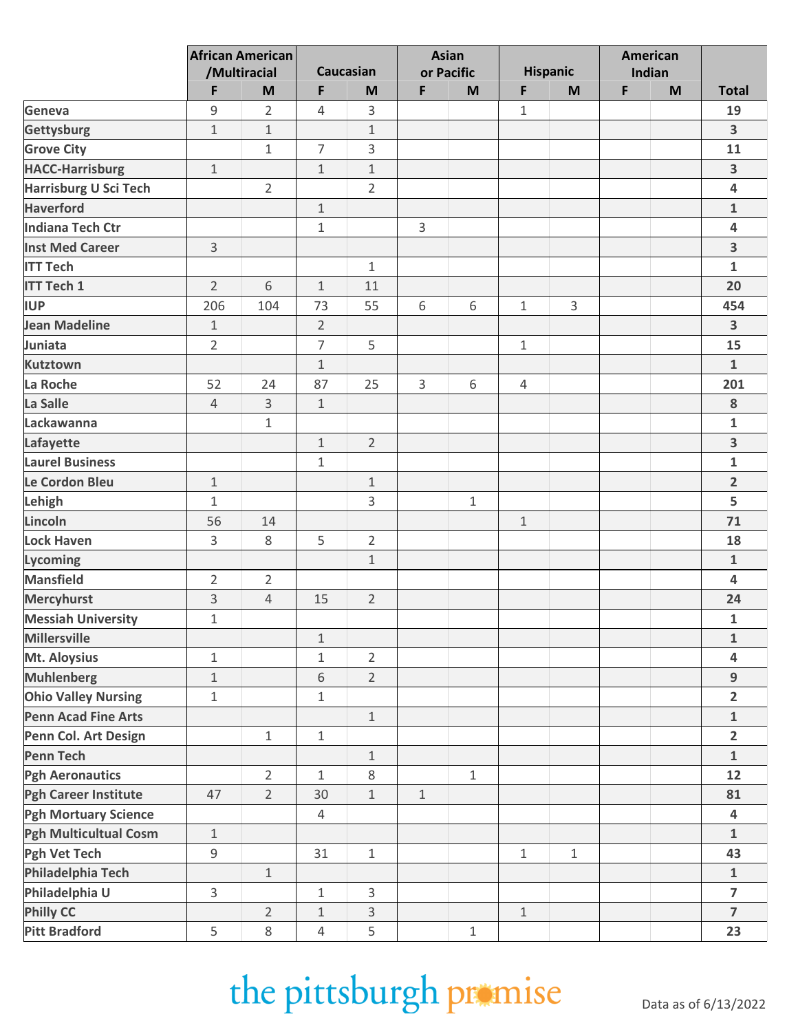| | African American /Multiracial | | Caucasian | | Asian or Pacific | | Hispanic | | American Indian | | |
|---|---|---|---|---|---|---|---|---|---|---|---|
| | F | M | F | M | F | M | F | M | F | M | Total |
| Geneva | 9 | 2 | 4 | 3 | | | 1 | | | | 19 |
| Gettysburg | 1 | 1 | | 1 | | | | | | | 3 |
| Grove City | | 1 | 7 | 3 | | | | | | | 11 |
| HACC-Harrisburg | 1 | | 1 | 1 | | | | | | | 3 |
| Harrisburg U Sci Tech | | 2 | | 2 | | | | | | | 4 |
| Haverford | | | 1 | | | | | | | | 1 |
| Indiana Tech Ctr | | | 1 | | 3 | | | | | | 4 |
| Inst Med Career | 3 | | | | | | | | | | 3 |
| ITT Tech | | | | 1 | | | | | | | 1 |
| ITT Tech 1 | 2 | 6 | 1 | 11 | | | | | | | 20 |
| IUP | 206 | 104 | 73 | 55 | 6 | 6 | 1 | 3 | | | 454 |
| Jean Madeline | 1 | | 2 | | | | | | | | 3 |
| Juniata | 2 | | 7 | 5 | | | 1 | | | | 15 |
| Kutztown | | | 1 | | | | | | | | 1 |
| La Roche | 52 | 24 | 87 | 25 | 3 | 6 | 4 | | | | 201 |
| La Salle | 4 | 3 | 1 | | | | | | | | 8 |
| Lackawanna | | 1 | | | | | | | | | 1 |
| Lafayette | | | 1 | 2 | | | | | | | 3 |
| Laurel Business | | | 1 | | | | | | | | 1 |
| Le Cordon Bleu | 1 | | | 1 | | | | | | | 2 |
| Lehigh | 1 | | | 3 | | 1 | | | | | 5 |
| Lincoln | 56 | 14 | | | | | 1 | | | | 71 |
| Lock Haven | 3 | 8 | 5 | 2 | | | | | | | 18 |
| Lycoming | | | | 1 | | | | | | | 1 |
| Mansfield | 2 | 2 | | | | | | | | | 4 |
| Mercyhurst | 3 | 4 | 15 | 2 | | | | | | | 24 |
| Messiah University | 1 | | | | | | | | | | 1 |
| Millersville | | | 1 | | | | | | | | 1 |
| Mt. Aloysius | 1 | | 1 | 2 | | | | | | | 4 |
| Muhlenberg | 1 | | 6 | 2 | | | | | | | 9 |
| Ohio Valley Nursing | 1 | | 1 | | | | | | | | 2 |
| Penn Acad Fine Arts | | | | 1 | | | | | | | 1 |
| Penn Col. Art Design | | 1 | 1 | | | | | | | | 2 |
| Penn Tech | | | | 1 | | | | | | | 1 |
| Pgh Aeronautics | | 2 | 1 | 8 | | 1 | | | | | 12 |
| Pgh Career Institute | 47 | 2 | 30 | 1 | 1 | | | | | | 81 |
| Pgh Mortuary Science | | | 4 | | | | | | | | 4 |
| Pgh Multicultual Cosm | 1 | | | | | | | | | | 1 |
| Pgh Vet Tech | 9 | | 31 | 1 | | | 1 | 1 | | | 43 |
| Philadelphia Tech | | 1 | | | | | | | | | 1 |
| Philadelphia U | 3 | | 1 | 3 | | | | | | | 7 |
| Philly CC | | 2 | 1 | 3 | | | 1 | | | | 7 |
| Pitt Bradford | 5 | 8 | 4 | 5 | | 1 | | | | | 23 |

the pittsburgh promise

Data as of 6/13/2022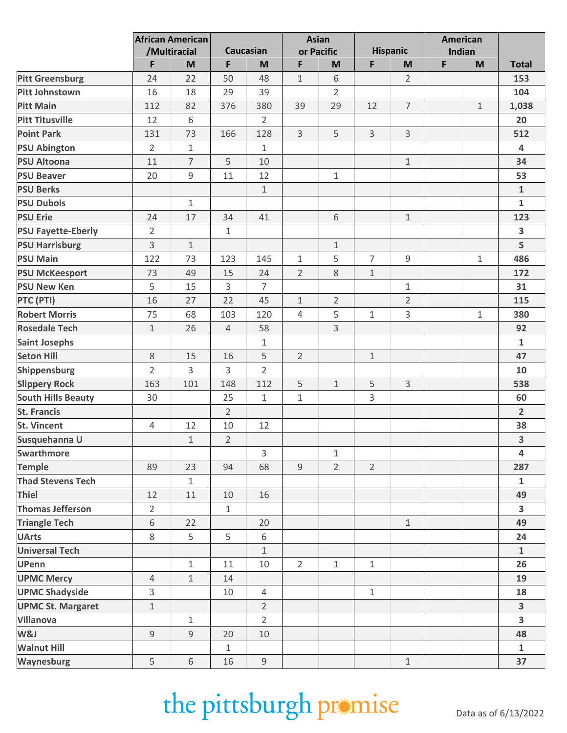| | African American /Multiracial | | Caucasian | | Asian or Pacific | | Hispanic | | American Indian | | |
|---|---|---|---|---|---|---|---|---|---|---|---|
| | F | M | F | M | F | M | F | M | F | M | Total |
| **Pitt Greensburg** | 24 | 22 | 50 | 48 | 1 | 6 | | 2 | | | **153** |
| **Pitt Johnstown** | 16 | 18 | 29 | 39 | | 2 | | | | | **104** |
| **Pitt Main** | 112 | 82 | 376 | 380 | 39 | 29 | 12 | 7 | | 1 | **1,038** |
| **Pitt Titusville** | 12 | 6 | | 2 | | | | | | | **20** |
| **Point Park** | 131 | 73 | 166 | 128 | 3 | 5 | 3 | 3 | | | **512** |
| **PSU Abington** | 2 | 1 | | 1 | | | | | | | **4** |
| **PSU Altoona** | 11 | 7 | 5 | 10 | | | | 1 | | | **34** |
| **PSU Beaver** | 20 | 9 | 11 | 12 | | 1 | | | | | **53** |
| **PSU Berks** | | | | 1 | | | | | | | **1** |
| **PSU Dubois** | | 1 | | | | | | | | | **1** |
| **PSU Erie** | 24 | 17 | 34 | 41 | | 6 | | 1 | | | **123** |
| **PSU Fayette-Eberly** | 2 | | 1 | | | | | | | | **3** |
| **PSU Harrisburg** | 3 | 1 | | | | 1 | | | | | **5** |
| **PSU Main** | 122 | 73 | 123 | 145 | 1 | 5 | 7 | 9 | | 1 | **486** |
| **PSU McKeesport** | 73 | 49 | 15 | 24 | 2 | 8 | 1 | | | | **172** |
| **PSU New Ken** | 5 | 15 | 3 | 7 | | | | 1 | | | **31** |
| **PTC (PTI)** | 16 | 27 | 22 | 45 | 1 | 2 | | 2 | | | **115** |
| **Robert Morris** | 75 | 68 | 103 | 120 | 4 | 5 | 1 | 3 | | 1 | **380** |
| **Rosedale Tech** | 1 | 26 | 4 | 58 | | 3 | | | | | **92** |
| **Saint Josephs** | | | | 1 | | | | | | | **1** |
| **Seton Hill** | 8 | 15 | 16 | 5 | 2 | | 1 | | | | **47** |
| **Shippensburg** | 2 | 3 | 3 | 2 | | | | | | | **10** |
| **Slippery Rock** | 163 | 101 | 148 | 112 | 5 | 1 | 5 | 3 | | | **538** |
| **South Hills Beauty** | 30 | | 25 | 1 | 1 | | 3 | | | | **60** |
| **St. Francis** | | | 2 | | | | | | | | **2** |
| **St. Vincent** | 4 | 12 | 10 | 12 | | | | | | | **38** |
| **Susquehanna U** | | 1 | 2 | | | | | | | | **3** |
| **Swarthmore** | | | | 3 | | 1 | | | | | **4** |
| **Temple** | 89 | 23 | 94 | 68 | 9 | 2 | 2 | | | | **287** |
| **Thad Stevens Tech** | | 1 | | | | | | | | | **1** |
| **Thiel** | 12 | 11 | 10 | 16 | | | | | | | **49** |
| **Thomas Jefferson** | 2 | | 1 | | | | | | | | **3** |
| **Triangle Tech** | 6 | 22 | | 20 | | | | 1 | | | **49** |
| **UArts** | 8 | 5 | 5 | 6 | | | | | | | **24** |
| **Universal Tech** | | | | 1 | | | | | | | **1** |
| **UPenn** | | 1 | 11 | 10 | 2 | 1 | 1 | | | | **26** |
| **UPMC Mercy** | 4 | 1 | 14 | | | | | | | | **19** |
| **UPMC Shadyside** | 3 | | 10 | 4 | | | 1 | | | | **18** |
| **UPMC St. Margaret** | 1 | | | 2 | | | | | | | **3** |
| **Villanova** | | 1 | | 2 | | | | | | | **3** |
| **W&J** | 9 | 9 | 20 | 10 | | | | | | | **48** |
| **Walnut Hill** | | | 1 | | | | | | | | **1** |
| **Waynesburg** | 5 | 6 | 16 | 9 | | | | 1 | | | **37** |

the pittsburgh promise

Data as of 6/13/2022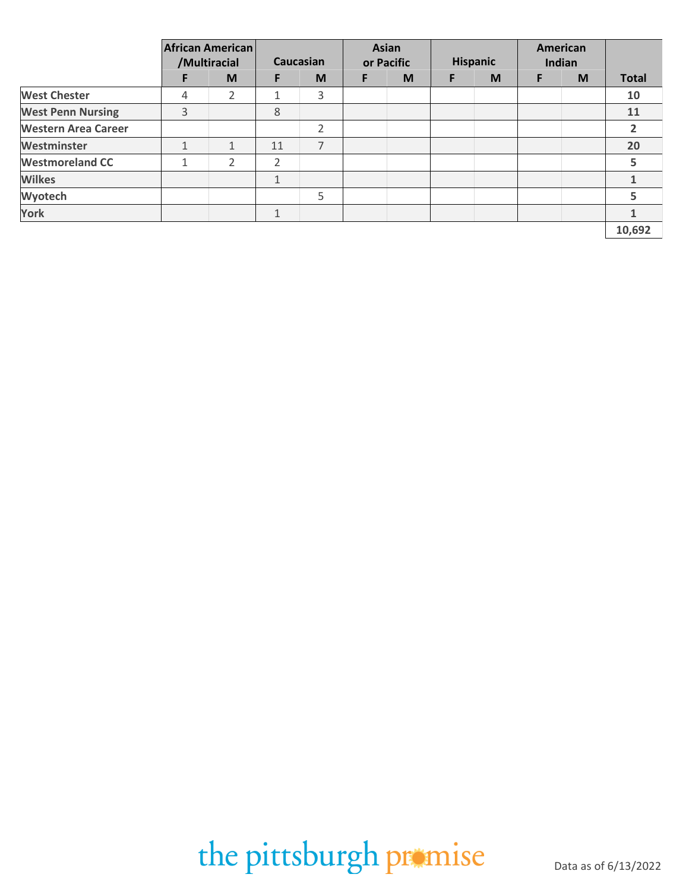| | African American /Multiracial | | Caucasian | | Asian or Pacific | | Hispanic | | American Indian | | |
|---|---|---|---|---|---|---|---|---|---|---|---|
| | F | M | F | M | F | M | F | M | F | M | Total |
| **West Chester** | 4 | 2 | 1 | 3 | | | | | | | **10** |
| **West Penn Nursing** | 3 | | 8 | | | | | | | | **11** |
| **Western Area Career** | | | | 2 | | | | | | | **2** |
| **Westminster** | 1 | 1 | 11 | 7 | | | | | | | **20** |
| **Westmoreland CC** | 1 | 2 | 2 | | | | | | | | **5** |
| **Wilkes** | | | 1 | | | | | | | | **1** |
| **Wyotech** | | | | 5 | | | | | | | **5** |
| **York** | | | 1 | | | | | | | | **1** |
| | | | | | | | | | | | **10,692** |

the pittsburgh promise

Data as of 6/13/2022